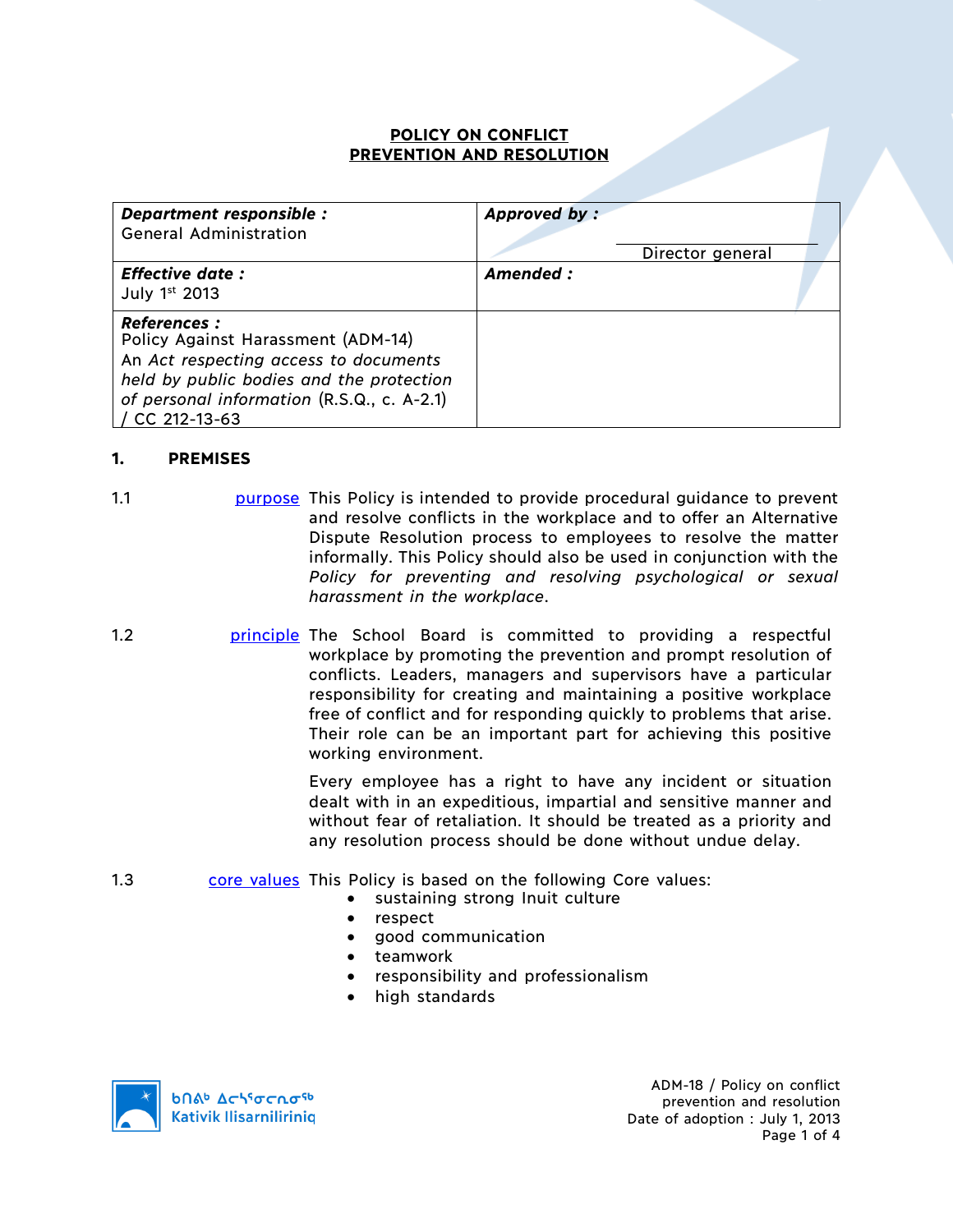# POLICY ON CONFLICT PREVENTION AND RESOLUTION

| **Department responsible :** General Administration | **Approved by :** ____________________ Director general |
|---|---|
| **Effective date :** July 1st 2013 | **Amended :** |
| **References :** Policy Against Harassment (ADM-14) An *Act respecting access to documents held by public bodies and the protection of personal information* (R.S.Q., c. A-2.1) / CC 212-13-63 | |

## 1. PREMISES

1.1 purpose

This Policy is intended to provide procedural guidance to prevent and resolve conflicts in the workplace and to offer an Alternative Dispute Resolution process to employees to resolve the matter informally. This Policy should also be used in conjunction with the *Policy for preventing and resolving psychological or sexual harassment in the workplace*.

1.2 principle

The School Board is committed to providing a respectful workplace by promoting the prevention and prompt resolution of conflicts. Leaders, managers and supervisors have a particular responsibility for creating and maintaining a positive workplace free of conflict and for responding quickly to problems that arise. Their role can be an important part for achieving this positive working environment.

Every employee has a right to have any incident or situation dealt with in an expeditious, impartial and sensitive manner and without fear of retaliation. It should be treated as a priority and any resolution process should be done without undue delay.

1.3 core values

This Policy is based on the following Core values:

- sustaining strong Inuit culture
- respect
- good communication
- teamwork
- responsibility and professionalism
- high standards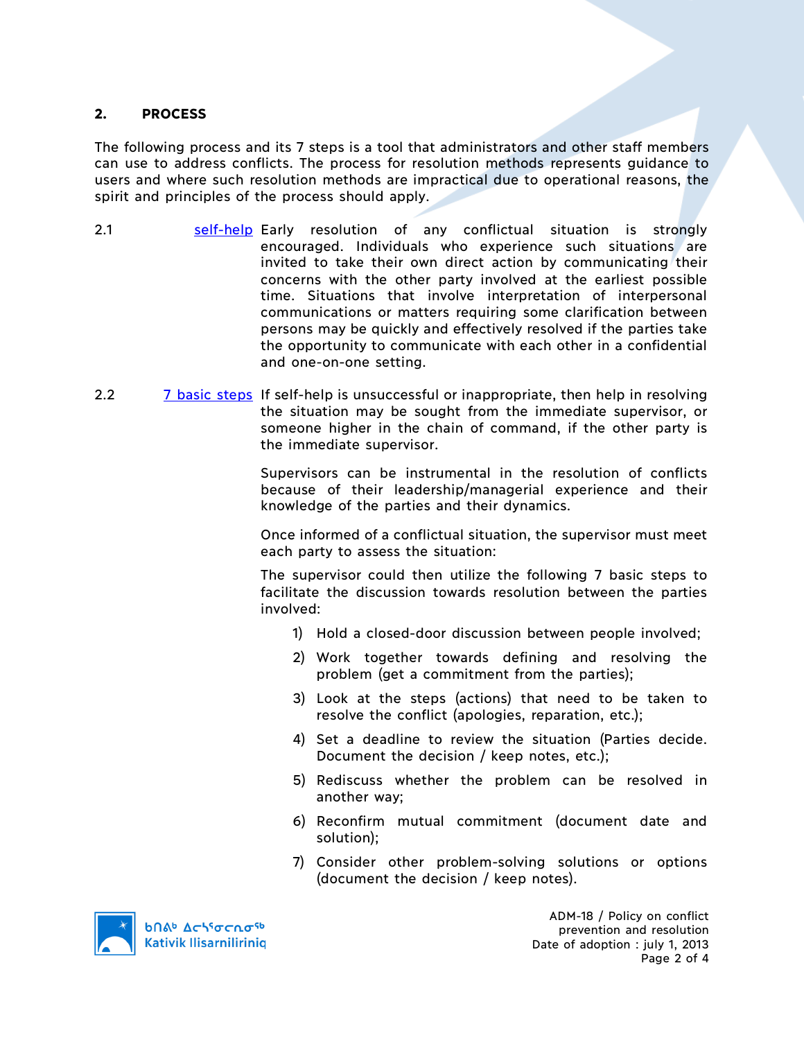## 2. PROCESS

The following process and its 7 steps is a tool that administrators and other staff members can use to address conflicts. The process for resolution methods represents guidance to users and where such resolution methods are impractical due to operational reasons, the spirit and principles of the process should apply.

2.1 self-help Early resolution of any conflictual situation is strongly encouraged. Individuals who experience such situations are invited to take their own direct action by communicating their concerns with the other party involved at the earliest possible time. Situations that involve interpretation of interpersonal communications or matters requiring some clarification between persons may be quickly and effectively resolved if the parties take the opportunity to communicate with each other in a confidential and one-on-one setting.

2.2 7 basic steps If self-help is unsuccessful or inappropriate, then help in resolving the situation may be sought from the immediate supervisor, or someone higher in the chain of command, if the other party is the immediate supervisor.

Supervisors can be instrumental in the resolution of conflicts because of their leadership/managerial experience and their knowledge of the parties and their dynamics.

Once informed of a conflictual situation, the supervisor must meet each party to assess the situation:

The supervisor could then utilize the following 7 basic steps to facilitate the discussion towards resolution between the parties involved:

1) Hold a closed-door discussion between people involved;
2) Work together towards defining and resolving the problem (get a commitment from the parties);
3) Look at the steps (actions) that need to be taken to resolve the conflict (apologies, reparation, etc.);
4) Set a deadline to review the situation (Parties decide. Document the decision / keep notes, etc.);
5) Rediscuss whether the problem can be resolved in another way;
6) Reconfirm mutual commitment (document date and solution);
7) Consider other problem-solving solutions or options (document the decision / keep notes).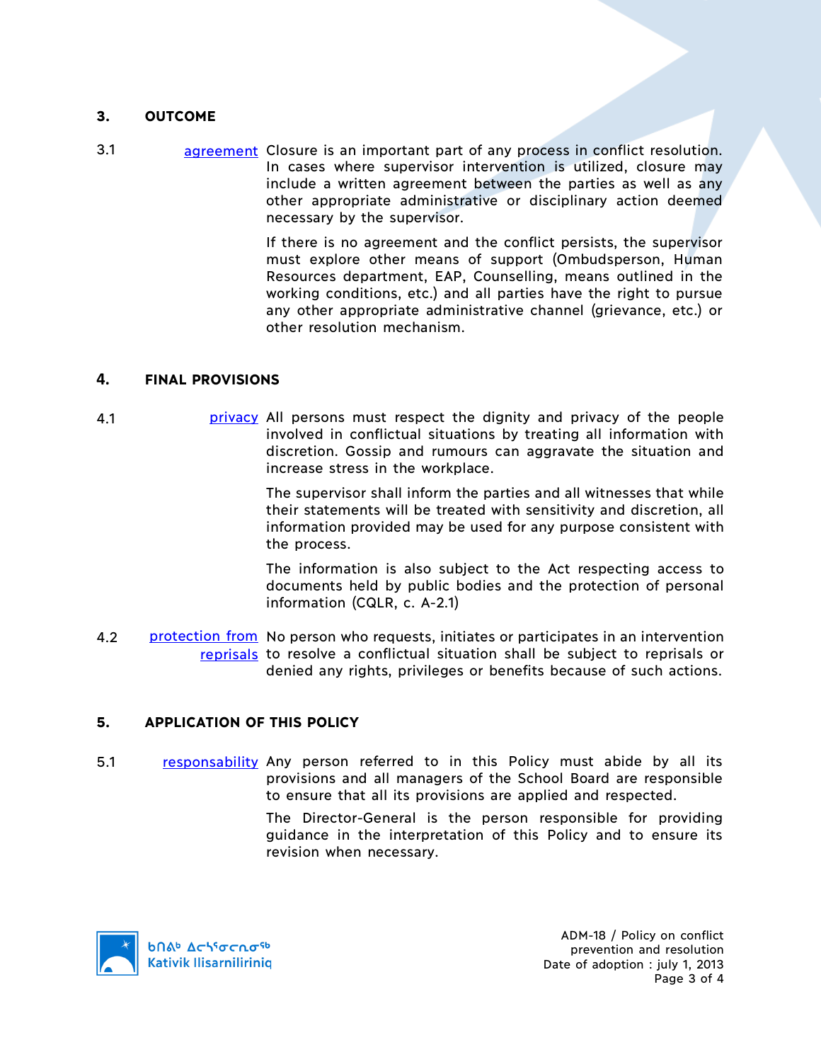## 3. OUTCOME

3.1 agreement — Closure is an important part of any process in conflict resolution. In cases where supervisor intervention is utilized, closure may include a written agreement between the parties as well as any other appropriate administrative or disciplinary action deemed necessary by the supervisor.

If there is no agreement and the conflict persists, the supervisor must explore other means of support (Ombudsperson, Human Resources department, EAP, Counselling, means outlined in the working conditions, etc.) and all parties have the right to pursue any other appropriate administrative channel (grievance, etc.) or other resolution mechanism.

## 4. FINAL PROVISIONS

4.1 privacy — All persons must respect the dignity and privacy of the people involved in conflictual situations by treating all information with discretion. Gossip and rumours can aggravate the situation and increase stress in the workplace.

The supervisor shall inform the parties and all witnesses that while their statements will be treated with sensitivity and discretion, all information provided may be used for any purpose consistent with the process.

The information is also subject to the Act respecting access to documents held by public bodies and the protection of personal information (CQLR, c. A-2.1)

4.2 protection from reprisals — No person who requests, initiates or participates in an intervention to resolve a conflictual situation shall be subject to reprisals or denied any rights, privileges or benefits because of such actions.

## 5. APPLICATION OF THIS POLICY

5.1 responsability — Any person referred to in this Policy must abide by all its provisions and all managers of the School Board are responsible to ensure that all its provisions are applied and respected.

The Director-General is the person responsible for providing guidance in the interpretation of this Policy and to ensure its revision when necessary.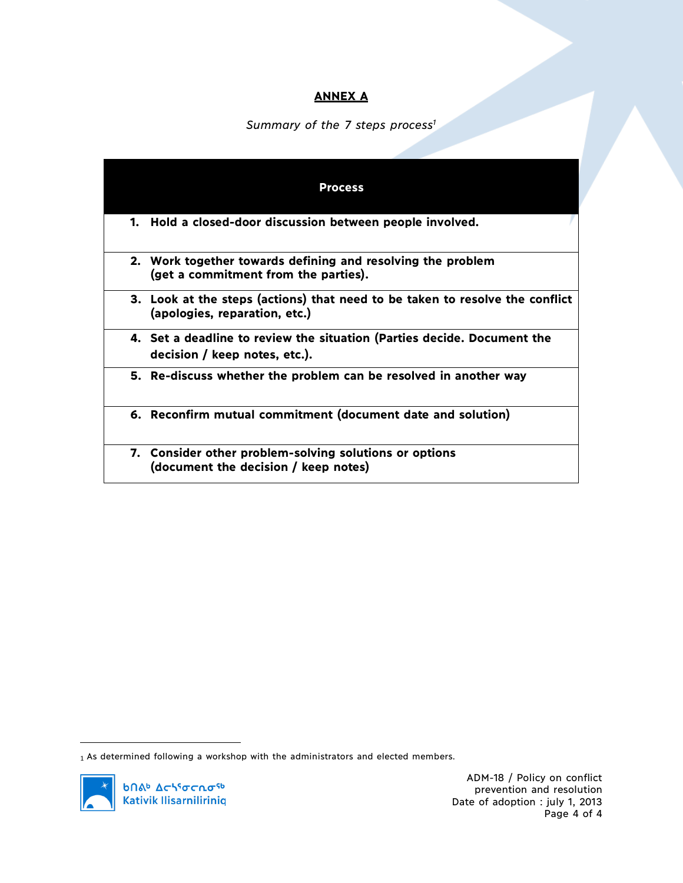## ANNEX A

*Summary of the 7 steps process*[1]

| Process |
|---|
| **1. Hold a closed-door discussion between people involved.** |
| **2. Work together towards defining and resolving the problem (get a commitment from the parties).** |
| **3. Look at the steps (actions) that need to be taken to resolve the conflict (apologies, reparation, etc.)** |
| **4. Set a deadline to review the situation (Parties decide. Document the decision / keep notes, etc.).** |
| **5. Re-discuss whether the problem can be resolved in another way** |
| **6. Reconfirm mutual commitment (document date and solution)** |
| **7. Consider other problem-solving solutions or options (document the decision / keep notes)** |

[1] As determined following a workshop with the administrators and elected members.